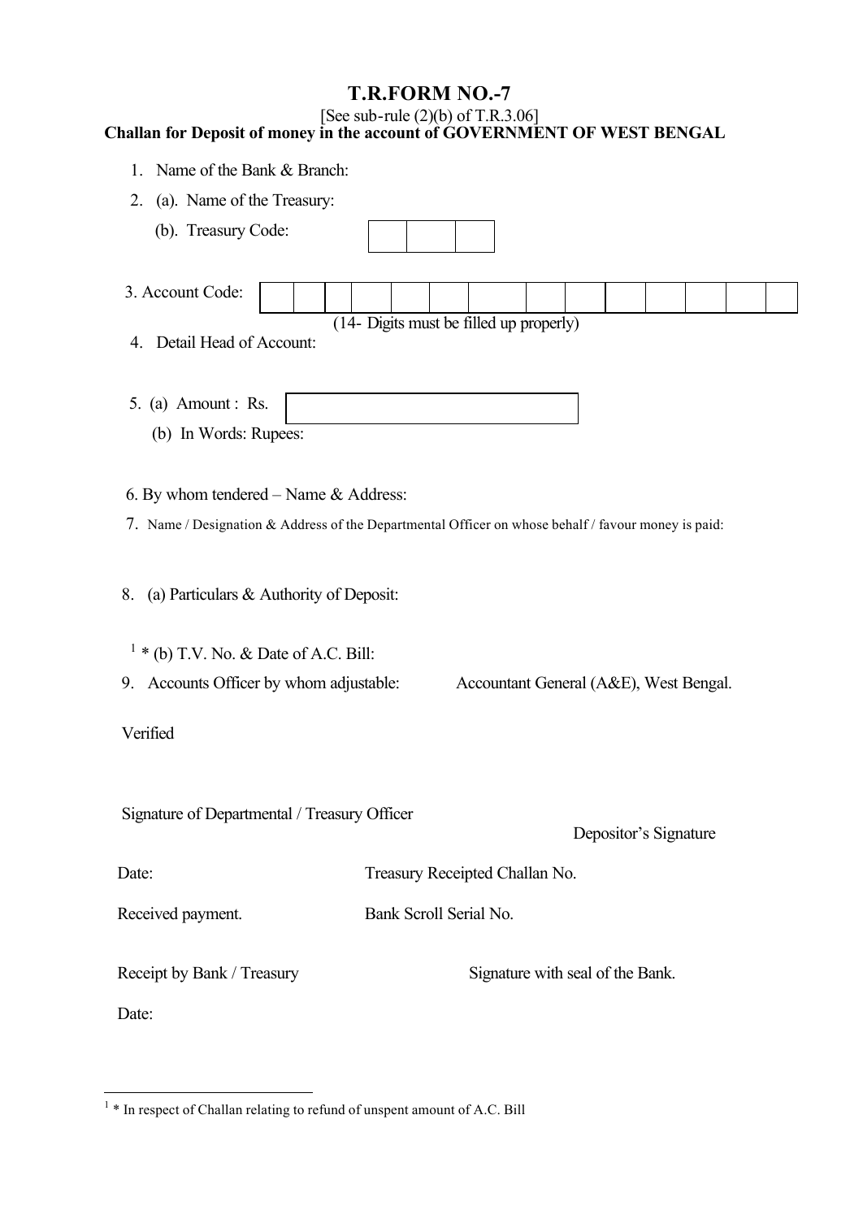# T.R.FORM NO.-7

[See sub-rule (2)(b) of T.R.3.06]

**Challan for Deposit of money in the account of GOVERNMENT OF WEST BENGAL**

1. Name of the Bank & Branch:
2. (a). Name of the Treasury:

   (b). Treasury Code:

| | | |
|---|---|---|
| | | |

3. Account Code:

| | | | | | | | | | | | | | |
|---|---|---|---|---|---|---|---|---|---|---|---|---|---|
| | | | | | | | | | | | | | |

(14- Digits must be filled up properly)

4. Detail Head of Account:

5. (a) Amount : Rs.

| |
|---|
| |

   (b) In Words: Rupees:

6. By whom tendered – Name & Address:
7. Name / Designation & Address of the Departmental Officer on whose behalf / favour money is paid:

8. (a) Particulars & Authority of Deposit:

   [1] * (b) T.V. No. & Date of A.C. Bill:

9. Accounts Officer by whom adjustable: Accountant General (A&E), West Bengal.

Verified

Signature of Departmental / Treasury Officer

Depositor's Signature

Date: Treasury Receipted Challan No.

Received payment. Bank Scroll Serial No.

Receipt by Bank / Treasury Signature with seal of the Bank.

Date:

---

[1] * In respect of Challan relating to refund of unspent amount of A.C. Bill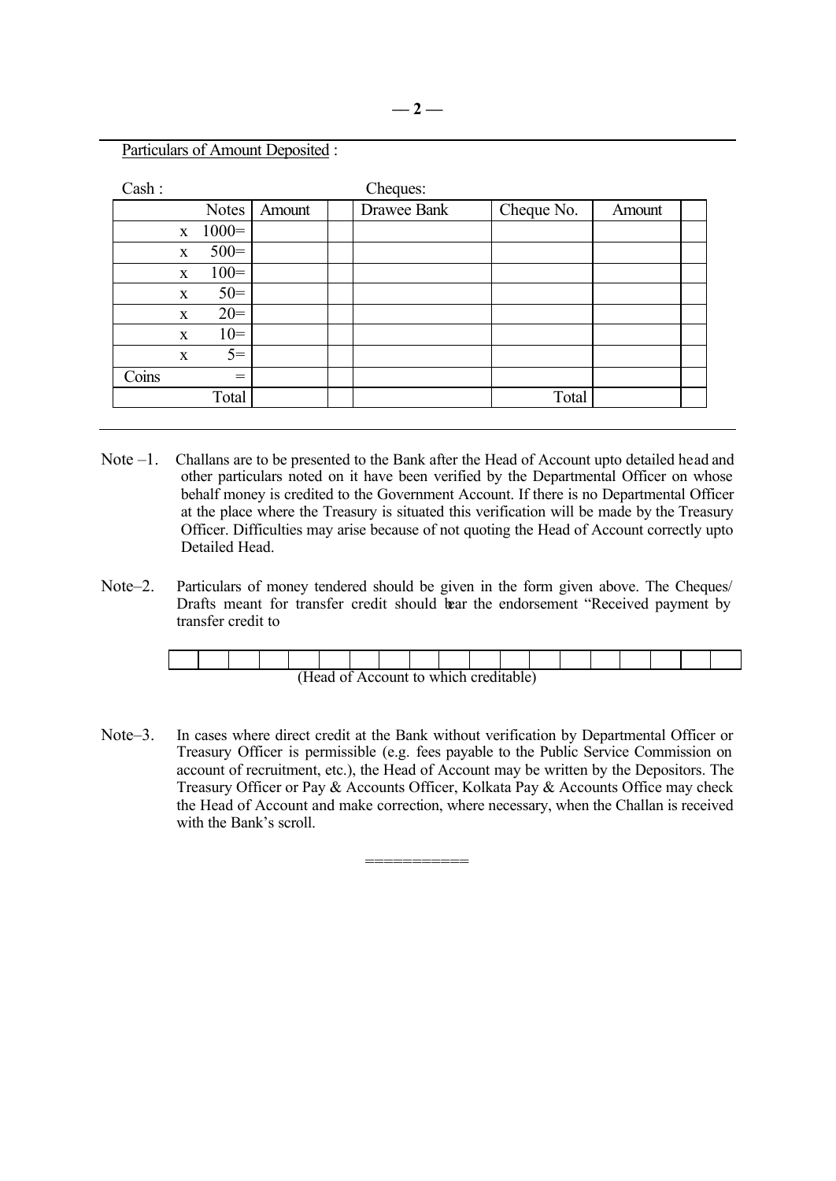Particulars of Amount Deposited :

| Cash : | | | | Cheques: | | | |
|---|---|---|---|---|---|---|---|
| | Notes | Amount | | Drawee Bank | Cheque No. | Amount | |
| | x 1000= | | | | | | |
| | x 500= | | | | | | |
| | x 100= | | | | | | |
| | x 50= | | | | | | |
| | x 20= | | | | | | |
| | x 10= | | | | | | |
| | x 5= | | | | | | |
| Coins | = | | | | | | |
| | Total | | | | Total | | |

Note –1. Challans are to be presented to the Bank after the Head of Account upto detailed head and other particulars noted on it have been verified by the Departmental Officer on whose behalf money is credited to the Government Account. If there is no Departmental Officer at the place where the Treasury is situated this verification will be made by the Treasury Officer. Difficulties may arise because of not quoting the Head of Account correctly upto Detailed Head.

Note–2. Particulars of money tendered should be given in the form given above. The Cheques/ Drafts meant for transfer credit should bear the endorsement "Received payment by transfer credit to

| | | | | | | | | | | | | | | | | | | |
|---|---|---|---|---|---|---|---|---|---|---|---|---|---|---|---|---|---|---|
| | | | | | | | | | | | | | | | | | | |

(Head of Account to which creditable)

Note–3. In cases where direct credit at the Bank without verification by Departmental Officer or Treasury Officer is permissible (e.g. fees payable to the Public Service Commission on account of recruitment, etc.), the Head of Account may be written by the Depositors. The Treasury Officer or Pay & Accounts Officer, Kolkata Pay & Accounts Office may check the Head of Account and make correction, where necessary, when the Challan is received with the Bank's scroll.

===========